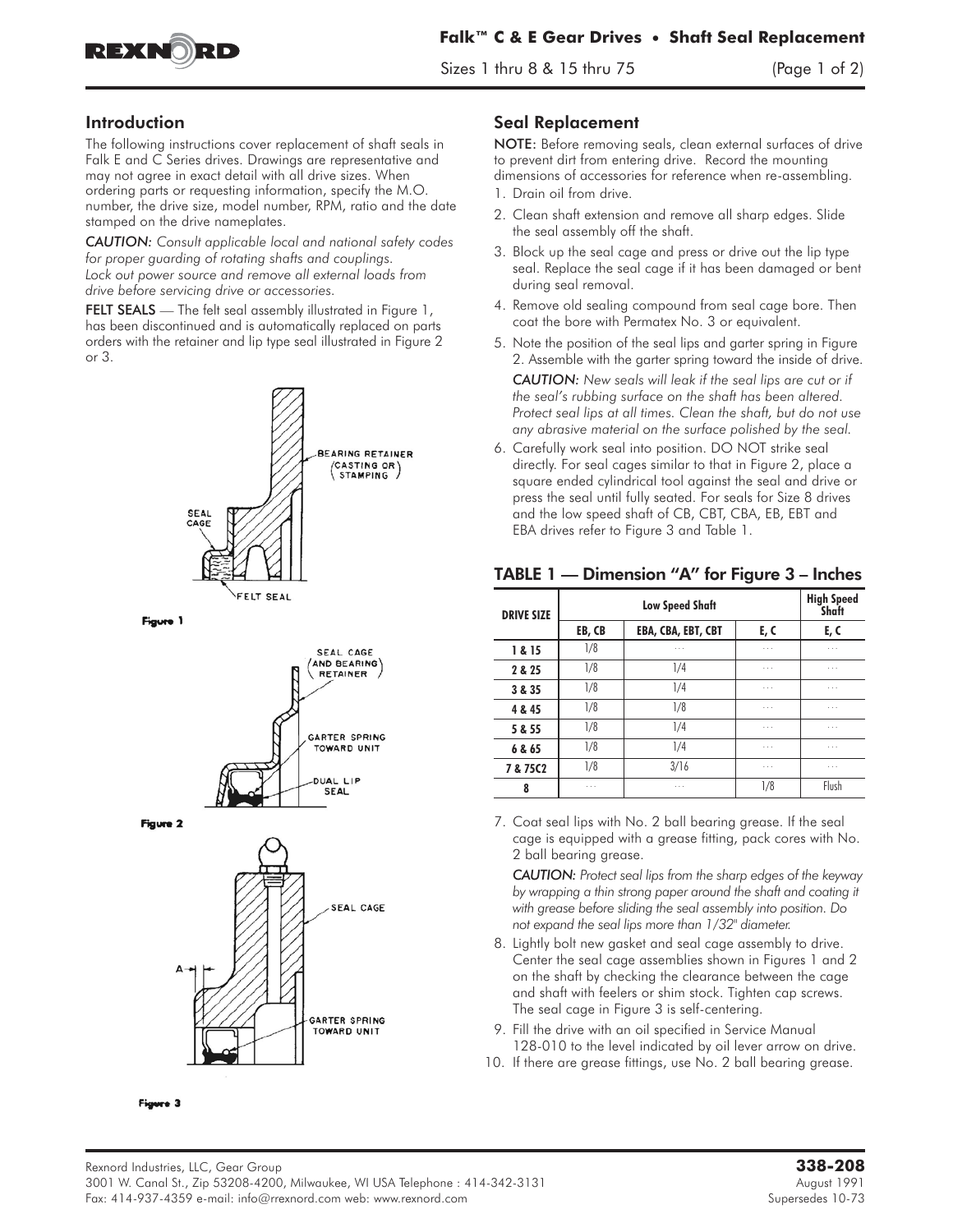## Introduction

The following instructions cover replacement of shaft seals in Falk E and C Series drives. Drawings are representative and may not agree in exact detail with all drive sizes. When ordering parts or requesting information, specify the M.O. number, the drive size, model number, RPM, ratio and the date stamped on the drive nameplates.

*CAUTION: Consult applicable local and national safety codes for proper guarding of rotating shafts and couplings. Lock out power source and remove all external loads from drive before servicing drive or accessories.*

**FELT SEALS** — The felt seal assembly illustrated in Figure 1, has been discontinued and is automatically replaced on parts orders with the retainer and lip type seal illustrated in Figure 2 or 3.

BEARING RETAINER (CASTING OR STAMPING)
SEAL CAGE
FELT SEAL

**Figure 1**

SEAL CAGE (AND BEARING RETAINER)
GARTER SPRING TOWARD UNIT
DUAL LIP SEAL

**Figure 2**

SEAL CAGE
A
GARTER SPRING TOWARD UNIT

**Figure 3**

## Seal Replacement

**NOTE:** Before removing seals, clean external surfaces of drive to prevent dirt from entering drive. Record the mounting dimensions of accessories for reference when re-assembling.

1. Drain oil from drive.
2. Clean shaft extension and remove all sharp edges. Slide the seal assembly off the shaft.
3. Block up the seal cage and press or drive out the lip type seal. Replace the seal cage if it has been damaged or bent during seal removal.
4. Remove old sealing compound from seal cage bore. Then coat the bore with Permatex No. 3 or equivalent.
5. Note the position of the seal lips and garter spring in Figure 2. Assemble with the garter spring toward the inside of drive.

   *CAUTION: New seals will leak if the seal lips are cut or if the seal's rubbing surface on the shaft has been altered. Protect seal lips at all times. Clean the shaft, but do not use any abrasive material on the surface polished by the seal.*

6. Carefully work seal into position. DO NOT strike seal directly. For seal cages similar to that in Figure 2, place a square ended cylindrical tool against the seal and drive or press the seal until fully seated. For seals for Size 8 drives and the low speed shaft of CB, CBT, CBA, EB, EBT and EBA drives refer to Figure 3 and Table 1.

### TABLE 1 — Dimension "A" for Figure 3 – Inches

| DRIVE SIZE | Low Speed Shaft | | | High Speed Shaft |
|---|---|---|---|---|
| | EB, CB | EBA, CBA, EBT, CBT | E, C | E, C |
| 1 & 15 | 1/8 | ... | ... | ... |
| 2 & 25 | 1/8 | 1/4 | ... | ... |
| 3 & 35 | 1/8 | 1/4 | ... | ... |
| 4 & 45 | 1/8 | 1/8 | ... | ... |
| 5 & 55 | 1/8 | 1/4 | ... | ... |
| 6 & 65 | 1/8 | 1/4 | ... | ... |
| 7 & 75C2 | 1/8 | 3/16 | ... | ... |
| 8 | ... | ... | 1/8 | Flush |

7. Coat seal lips with No. 2 ball bearing grease. If the seal cage is equipped with a grease fitting, pack cores with No. 2 ball bearing grease.

   *CAUTION: Protect seal lips from the sharp edges of the keyway by wrapping a thin strong paper around the shaft and coating it with grease before sliding the seal assembly into position. Do not expand the seal lips more than 1/32" diameter.*

8. Lightly bolt new gasket and seal cage assembly to drive. Center the seal cage assemblies shown in Figures 1 and 2 on the shaft by checking the clearance between the cage and shaft with feelers or shim stock. Tighten cap screws. The seal cage in Figure 3 is self-centering.
9. Fill the drive with an oil specified in Service Manual 128-010 to the level indicated by oil lever arrow on drive.
10. If there are grease fittings, use No. 2 ball bearing grease.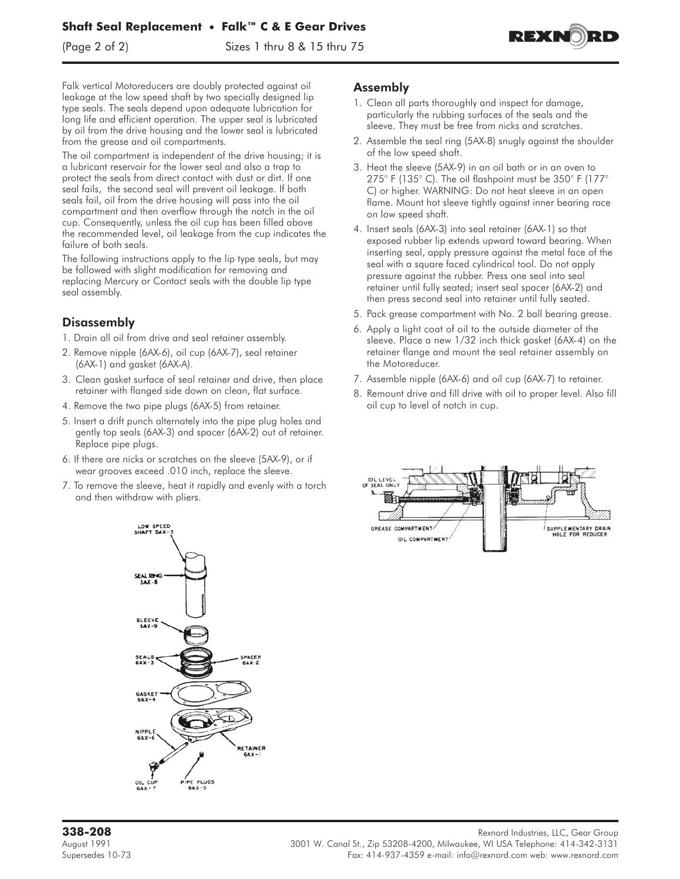Falk vertical Motoreducers are doubly protected against oil leakage at the low speed shaft by two specially designed lip type seals. The seals depend upon adequate lubrication for long life and efficient operation. The upper seal is lubricated by oil from the drive housing and the lower seal is lubricated from the grease and oil compartments.

The oil compartment is independent of the drive housing; it is a lubricant reservoir for the lower seal and also a trap to protect the seals from direct contact with dust or dirt. If one seal fails, the second seal will prevent oil leakage. If both seals fail, oil from the drive housing will pass into the oil compartment and then overflow through the notch in the oil cup. Consequently, unless the oil cup has been filled above the recommended level, oil leakage from the cup indicates the failure of both seals.

The following instructions apply to the lip type seals, but may be followed with slight modification for removing and replacing Mercury or Contact seals with the double lip type seal assembly.

## Disassembly

1. Drain all oil from drive and seal retainer assembly.
2. Remove nipple (6AX-6), oil cup (6AX-7), seal retainer (6AX-1) and gasket (6AX-A).
3. Clean gasket surface of seal retainer and drive, then place retainer with flanged side down on clean, flat surface.
4. Remove the two pipe plugs (6AX-5) from retainer.
5. Insert a drift punch alternately into the pipe plug holes and gently top seals (6AX-3) and spacer (6AX-2) out of retainer. Replace pipe plugs.
6. If there are nicks or scratches on the sleeve (5AX-9), or if wear grooves exceed .010 inch, replace the sleeve.
7. To remove the sleeve, heat it rapidly and evenly with a torch and then withdraw with pliers.

LOW SPEED SHAFT 5AX-3

SEAL RING 5AX-8

SLEEVE 5AX-9

SEALS 6AX-3

SPACER 6AX-2

GASKET 6AX-4

NIPPLE 6AX-6

RETAINER 6AX-1

OIL CUP 6AX-7

PIPE PLUGS 6AX-5

## Assembly

1. Clean all parts thoroughly and inspect for damage, particularly the rubbing surfaces of the seals and the sleeve. They must be free from nicks and scratches.
2. Assemble the seal ring (5AX-8) snugly against the shoulder of the low speed shaft.
3. Heat the sleeve (5AX-9) in an oil bath or in an oven to 275° F (135° C). The oil flashpoint must be 350° F (177° C) or higher. WARNING: Do not heat sleeve in an open flame. Mount hot sleeve tightly against inner bearing race on low speed shaft.
4. Insert seals (6AX-3) into seal retainer (6AX-1) so that exposed rubber lip extends upward toward bearing. When inserting seal, apply pressure against the metal face of the seal with a square faced cylindrical tool. Do not apply pressure against the rubber. Press one seal into seal retainer until fully seated; insert seal spacer (6AX-2) and then press second seal into retainer until fully seated.
5. Pack grease compartment with No. 2 ball bearing grease.
6. Apply a light coat of oil to the outside diameter of the sleeve. Place a new 1/32 inch thick gasket (6AX-4) on the retainer flange and mount the seal retainer assembly on the Motoreducer.
7. Assemble nipple (6AX-6) and oil cup (6AX-7) to retainer.
8. Remount drive and fill drive with oil to proper level. Also fill oil cup to level of notch in cup.

OIL LEVEL OF SEAL ONLY

GREASE COMPARTMENT

OIL COMPARTMENT

SUPPLEMENTARY DRAIN HOLE FOR REDUCER

**338-208**
August 1991
Supersedes 10-73

Rexnord Industries, LLC, Gear Group
3001 W. Canal St., Zip 53208-4200, Milwaukee, WI USA Telephone: 414-342-3131
Fax: 414-937-4359 e-mail: info@rexnord.com web: www.rexnord.com